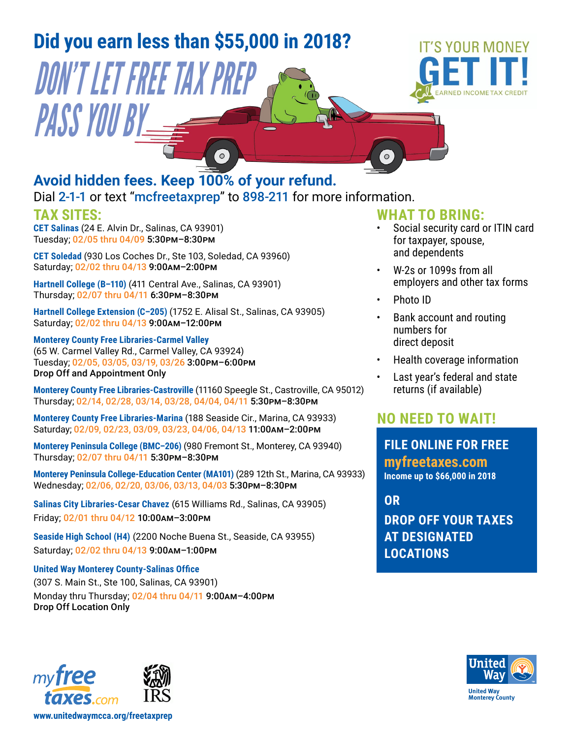# Did you earn less than $55,000 in 2018?

# DON'T LET FREE TAX PREP PASS YOU BY

IT'S YOUR MONEY
**GET IT!**
EARNED INCOME TAX CREDIT

## Avoid hidden fees. Keep 100% of your refund.

Dial 2-1-1 or text "mcfreetaxprep" to 898-211 for more information.

## TAX SITES:

**CET Salinas** (24 E. Alvin Dr., Salinas, CA 93901)
Tuesday; 02/05 thru 04/09 **5:30PM–8:30PM**

**CET Soledad** (930 Los Coches Dr., Ste 103, Soledad, CA 93960)
Saturday; 02/02 thru 04/13 **9:00AM–2:00PM**

**Hartnell College (B–110)** (411 Central Ave., Salinas, CA 93901)
Thursday; 02/07 thru 04/11 **6:30PM–8:30PM**

**Hartnell College Extension (C–205)** (1752 E. Alisal St., Salinas, CA 93905)
Saturday; 02/02 thru 04/13 **9:00AM–12:00PM**

**Monterey County Free Libraries-Carmel Valley**
(65 W. Carmel Valley Rd., Carmel Valley, CA 93924)
Tuesday; 02/05, 03/05, 03/19, 03/26 **3:00PM–6:00PM**
**Drop Off and Appointment Only**

**Monterey County Free Libraries-Castroville** (11160 Speegle St., Castroville, CA 95012)
Thursday; 02/14, 02/28, 03/14, 03/28, 04/04, 04/11 **5:30PM–8:30PM**

**Monterey County Free Libraries-Marina** (188 Seaside Cir., Marina, CA 93933)
Saturday; 02/09, 02/23, 03/09, 03/23, 04/06, 04/13 **11:00AM–2:00PM**

**Monterey Peninsula College (BMC–206)** (980 Fremont St., Monterey, CA 93940)
Thursday; 02/07 thru 04/11 **5:30PM–8:30PM**

**Monterey Peninsula College-Education Center (MA101)** (289 12th St., Marina, CA 93933)
Wednesday; 02/06, 02/20, 03/06, 03/13, 04/03 **5:30PM–8:30PM**

**Salinas City Libraries-Cesar Chavez** (615 Williams Rd., Salinas, CA 93905)
Friday; 02/01 thru 04/12 **10:00AM–3:00PM**

**Seaside High School (H4)** (2200 Noche Buena St., Seaside, CA 93955)
Saturday; 02/02 thru 04/13 **9:00AM–1:00PM**

**United Way Monterey County-Salinas Office**
(307 S. Main St., Ste 100, Salinas, CA 93901)
Monday thru Thursday; 02/04 thru 04/11 **9:00AM–4:00PM**
**Drop Off Location Only**

## WHAT TO BRING:

- Social security card or ITIN card for taxpayer, spouse, and dependents
- W-2s or 1099s from all employers and other tax forms
- Photo ID
- Bank account and routing numbers for direct deposit
- Health coverage information
- Last year's federal and state returns (if available)

## NO NEED TO WAIT!

**FILE ONLINE FOR FREE**
**myfreetaxes.com**
**Income up to $66,000 in 2018**

**OR**

**DROP OFF YOUR TAXES AT DESIGNATED LOCATIONS**

myfreetaxes.com

IRS

United Way
United Way Monterey County

www.unitedwaymcca.org/freetaxprep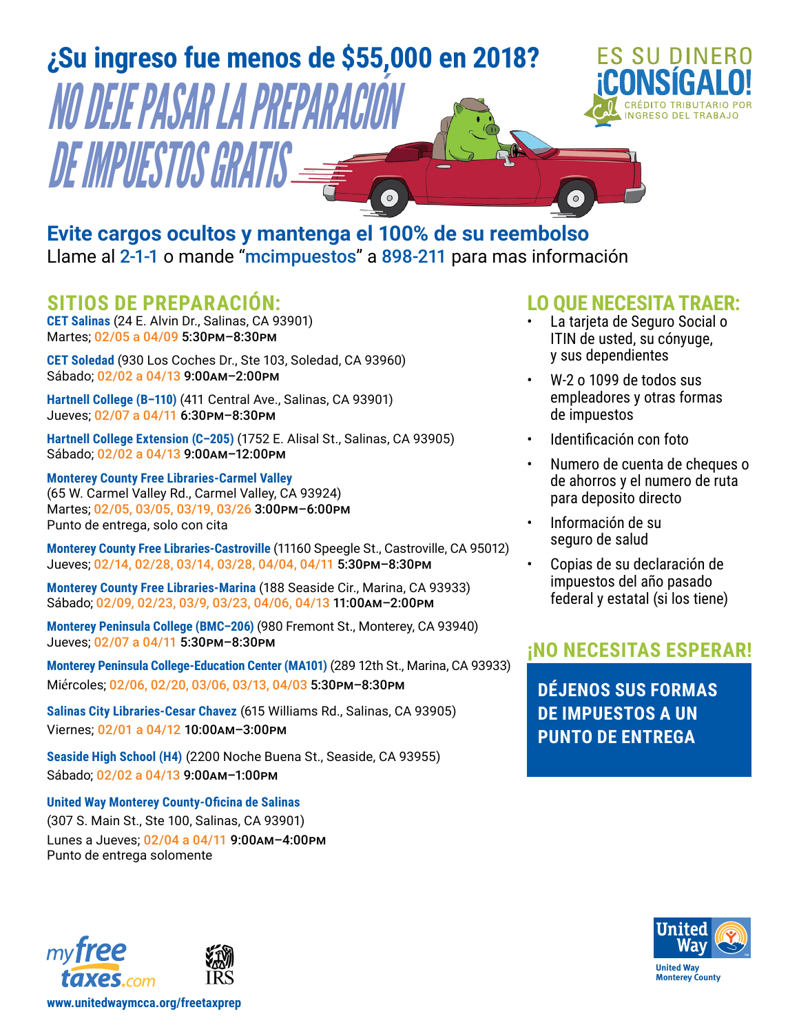# ¿Su ingreso fue menos de $55,000 en 2018?

# NO DEJE PASAR LA PREPARACIÓN DE IMPUESTOS GRATIS

ES SU DINERO **¡CONSÍGALO!**
CRÉDITO TRIBUTARIO POR INGRESO DEL TRABAJO

## Evite cargos ocultos y mantenga el 100% de su reembolso

Llame al 2-1-1 o mande "mcimpuestos" a 898-211 para mas información

## SITIOS DE PREPARACIÓN:

**CET Salinas** (24 E. Alvin Dr., Salinas, CA 93901)
Martes; 02/05 a 04/09 **5:30PM–8:30PM**

**CET Soledad** (930 Los Coches Dr., Ste 103, Soledad, CA 93960)
Sábado; 02/02 a 04/13 **9:00AM–2:00PM**

**Hartnell College (B–110)** (411 Central Ave., Salinas, CA 93901)
Jueves; 02/07 a 04/11 **6:30PM–8:30PM**

**Hartnell College Extension (C–205)** (1752 E. Alisal St., Salinas, CA 93905)
Sábado; 02/02 a 04/13 **9:00AM–12:00PM**

**Monterey County Free Libraries-Carmel Valley**
(65 W. Carmel Valley Rd., Carmel Valley, CA 93924)
Martes; 02/05, 03/05, 03/19, 03/26 **3:00PM–6:00PM**
Punto de entrega, solo con cita

**Monterey County Free Libraries-Castroville** (11160 Speegle St., Castroville, CA 95012)
Jueves; 02/14, 02/28, 03/14, 03/28, 04/04, 04/11 **5:30PM–8:30PM**

**Monterey County Free Libraries-Marina** (188 Seaside Cir., Marina, CA 93933)
Sábado; 02/09, 02/23, 03/9, 03/23, 04/06, 04/13 **11:00AM–2:00PM**

**Monterey Peninsula College (BMC–206)** (980 Fremont St., Monterey, CA 93940)
Jueves; 02/07 a 04/11 **5:30PM–8:30PM**

**Monterey Peninsula College-Education Center (MA101)** (289 12th St., Marina, CA 93933)
Miércoles; 02/06, 02/20, 03/06, 03/13, 04/03 **5:30PM–8:30PM**

**Salinas City Libraries-Cesar Chavez** (615 Williams Rd., Salinas, CA 93905)
Viernes; 02/01 a 04/12 **10:00AM–3:00PM**

**Seaside High School (H4)** (2200 Noche Buena St., Seaside, CA 93955)
Sábado; 02/02 a 04/13 **9:00AM–1:00PM**

**United Way Monterey County-Oficina de Salinas**
(307 S. Main St., Ste 100, Salinas, CA 93901)
Lunes a Jueves; 02/04 a 04/11 **9:00AM–4:00PM**
Punto de entrega solomente

## LO QUE NECESITA TRAER:

- La tarjeta de Seguro Social o ITIN de usted, su cónyuge, y sus dependientes
- W-2 o 1099 de todos sus empleadores y otras formas de impuestos
- Identificación con foto
- Numero de cuenta de cheques o de ahorros y el numero de ruta para deposito directo
- Información de su seguro de salud
- Copias de su declaración de impuestos del año pasado federal y estatal (si los tiene)

## ¡NO NECESITAS ESPERAR!

**DÉJENOS SUS FORMAS DE IMPUESTOS A UN PUNTO DE ENTREGA**

myfreetaxes.com
IRS

www.unitedwaymcca.org/freetaxprep

United Way
United Way Monterey County